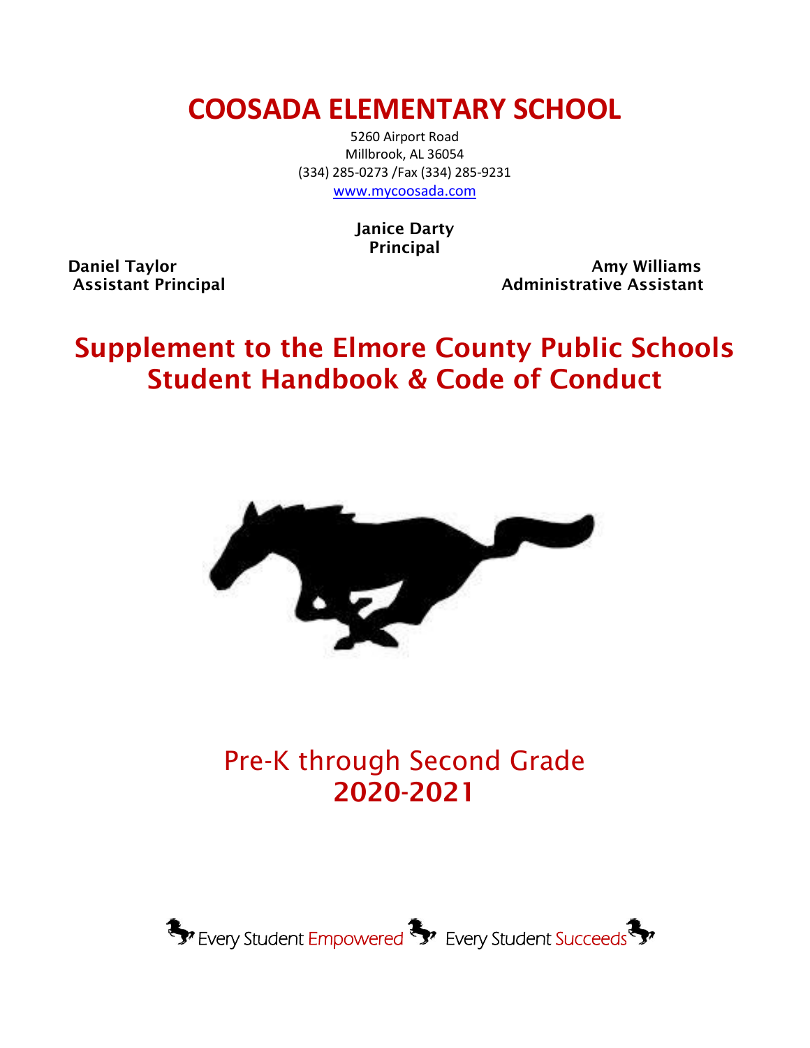# COOSADA ELEMENTARY SCHOOL

5260 Airport Road
Millbrook, AL 36054
(334) 285-0273 /Fax (334) 285-9231
www.mycoosada.com

**Janice Darty**
**Principal**

**Daniel Taylor**
**Assistant Principal**

**Amy Williams**
**Administrative Assistant**

## Supplement to the Elmore County Public Schools Student Handbook & Code of Conduct

Pre-K through Second Grade
**2020-2021**

Every Student Empowered Every Student Succeeds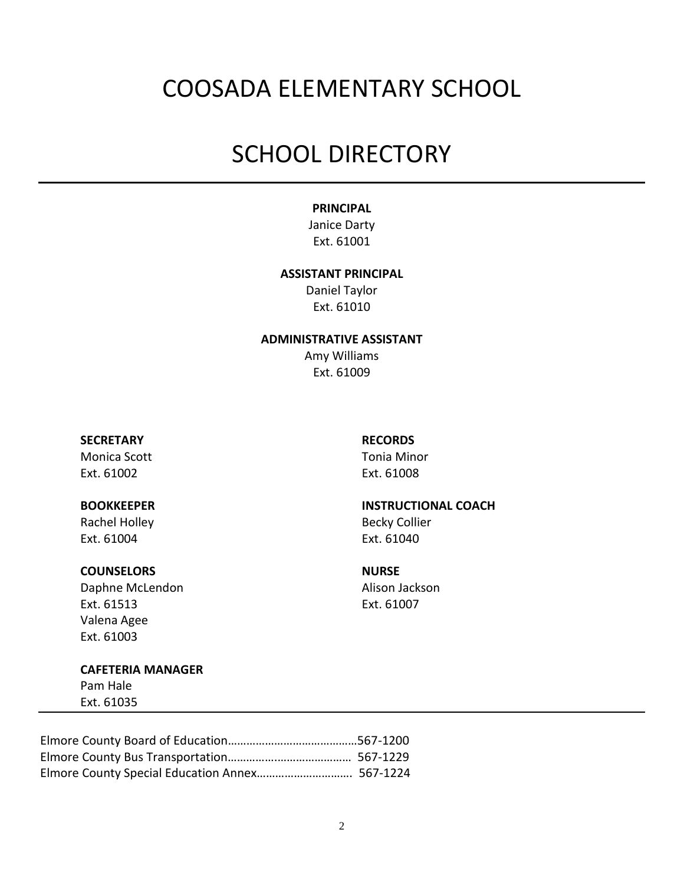# COOSADA ELEMENTARY SCHOOL

# SCHOOL DIRECTORY

---

**PRINCIPAL**
Janice Darty
Ext. 61001

**ASSISTANT PRINCIPAL**
Daniel Taylor
Ext. 61010

**ADMINISTRATIVE ASSISTANT**
Amy Williams
Ext. 61009

**SECRETARY**
Monica Scott
Ext. 61002

**BOOKKEEPER**
Rachel Holley
Ext. 61004

**COUNSELORS**
Daphne McLendon
Ext. 61513
Valena Agee
Ext. 61003

**CAFETERIA MANAGER**
Pam Hale
Ext. 61035

**RECORDS**
Tonia Minor
Ext. 61008

**INSTRUCTIONAL COACH**
Becky Collier
Ext. 61040

**NURSE**
Alison Jackson
Ext. 61007

---

Elmore County Board of Education……………………………………567-1200
Elmore County Bus Transportation………………………………… 567-1229
Elmore County Special Education Annex…………………………. 567-1224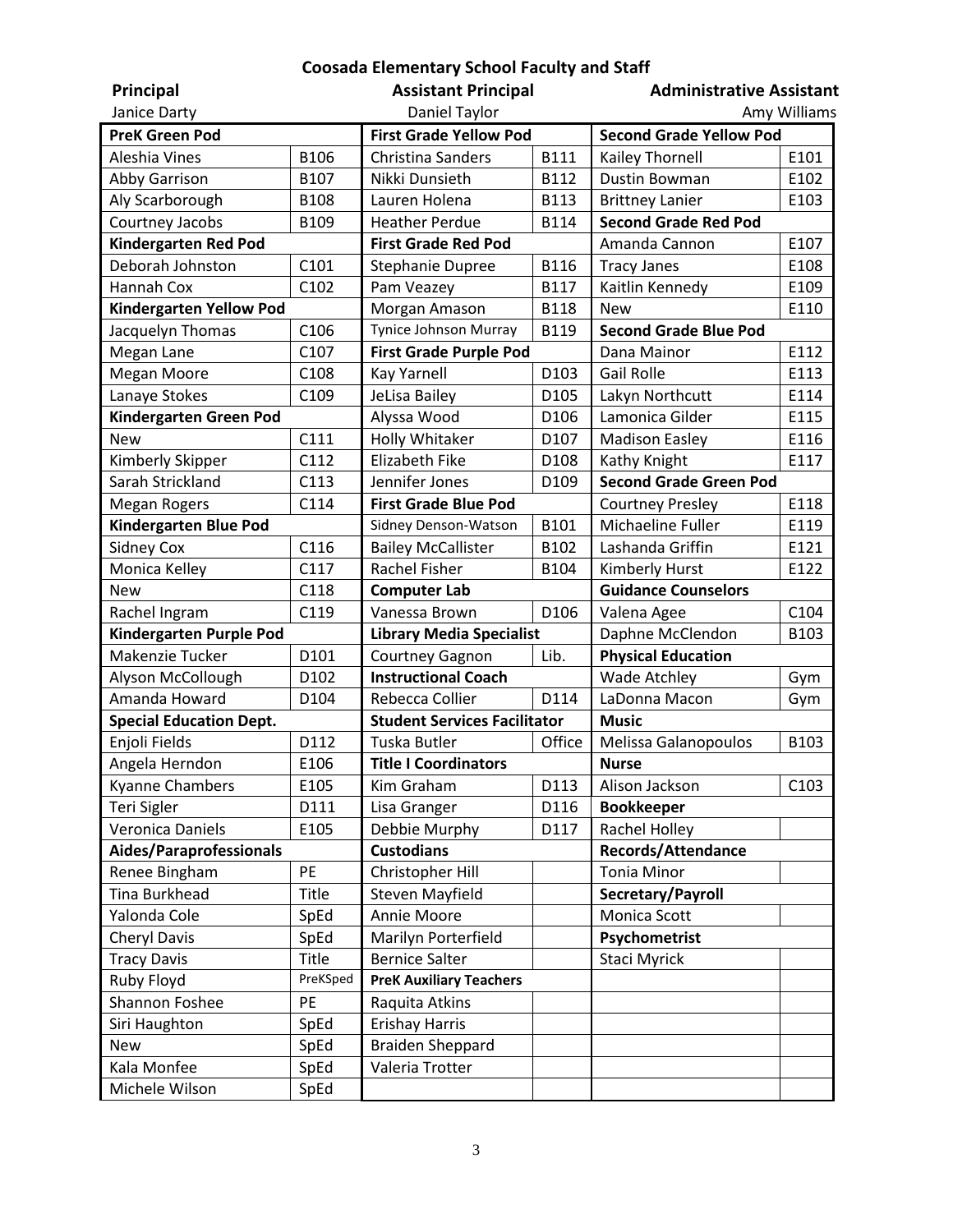# Coosada Elementary School Faculty and Staff

| Principal | Assistant Principal | Administrative Assistant |
|---|---|---|
| Janice Darty | Daniel Taylor | Amy Williams |

| | | | | | |
|---|---|---|---|---|---|
| **PreK Green Pod** | | **First Grade Yellow Pod** | | **Second Grade Yellow Pod** | |
| Aleshia Vines | B106 | Christina Sanders | B111 | Kailey Thornell | E101 |
| Abby Garrison | B107 | Nikki Dunsieth | B112 | Dustin Bowman | E102 |
| Aly Scarborough | B108 | Lauren Holena | B113 | Brittney Lanier | E103 |
| Courtney Jacobs | B109 | Heather Perdue | B114 | **Second Grade Red Pod** | |
| **Kindergarten Red Pod** | | **First Grade Red Pod** | | Amanda Cannon | E107 |
| Deborah Johnston | C101 | Stephanie Dupree | B116 | Tracy Janes | E108 |
| Hannah Cox | C102 | Pam Veazey | B117 | Kaitlin Kennedy | E109 |
| **Kindergarten Yellow Pod** | | Morgan Amason | B118 | New | E110 |
| Jacquelyn Thomas | C106 | Tynice Johnson Murray | B119 | **Second Grade Blue Pod** | |
| Megan Lane | C107 | **First Grade Purple Pod** | | Dana Mainor | E112 |
| Megan Moore | C108 | Kay Yarnell | D103 | Gail Rolle | E113 |
| Lanaye Stokes | C109 | JeLisa Bailey | D105 | Lakyn Northcutt | E114 |
| **Kindergarten Green Pod** | | Alyssa Wood | D106 | Lamonica Gilder | E115 |
| New | C111 | Holly Whitaker | D107 | Madison Easley | E116 |
| Kimberly Skipper | C112 | Elizabeth Fike | D108 | Kathy Knight | E117 |
| Sarah Strickland | C113 | Jennifer Jones | D109 | **Second Grade Green Pod** | |
| Megan Rogers | C114 | **First Grade Blue Pod** | | Courtney Presley | E118 |
| **Kindergarten Blue Pod** | | Sidney Denson-Watson | B101 | Michaeline Fuller | E119 |
| Sidney Cox | C116 | Bailey McCallister | B102 | Lashanda Griffin | E121 |
| Monica Kelley | C117 | Rachel Fisher | B104 | Kimberly Hurst | E122 |
| New | C118 | **Computer Lab** | | **Guidance Counselors** | |
| Rachel Ingram | C119 | Vanessa Brown | D106 | Valena Agee | C104 |
| **Kindergarten Purple Pod** | | **Library Media Specialist** | | Daphne McClendon | B103 |
| Makenzie Tucker | D101 | Courtney Gagnon | Lib. | **Physical Education** | |
| Alyson McCollough | D102 | **Instructional Coach** | | Wade Atchley | Gym |
| Amanda Howard | D104 | Rebecca Collier | D114 | LaDonna Macon | Gym |
| **Special Education Dept.** | | **Student Services Facilitator** | | **Music** | |
| Enjoli Fields | D112 | Tuska Butler | Office | Melissa Galanopoulos | B103 |
| Angela Herndon | E106 | **Title I Coordinators** | | **Nurse** | |
| Kyanne Chambers | E105 | Kim Graham | D113 | Alison Jackson | C103 |
| Teri Sigler | D111 | Lisa Granger | D116 | **Bookkeeper** | |
| Veronica Daniels | E105 | Debbie Murphy | D117 | Rachel Holley | |
| **Aides/Paraprofessionals** | | **Custodians** | | **Records/Attendance** | |
| Renee Bingham | PE | Christopher Hill | | Tonia Minor | |
| Tina Burkhead | Title | Steven Mayfield | | **Secretary/Payroll** | |
| Yalonda Cole | SpEd | Annie Moore | | Monica Scott | |
| Cheryl Davis | SpEd | Marilyn Porterfield | | **Psychometrist** | |
| Tracy Davis | Title | Bernice Salter | | Staci Myrick | |
| Ruby Floyd | PreKSped | **PreK Auxiliary Teachers** | | | |
| Shannon Foshee | PE | Raquita Atkins | | | |
| Siri Haughton | SpEd | Erishay Harris | | | |
| New | SpEd | Braiden Sheppard | | | |
| Kala Monfee | SpEd | Valeria Trotter | | | |
| Michele Wilson | SpEd | | | | |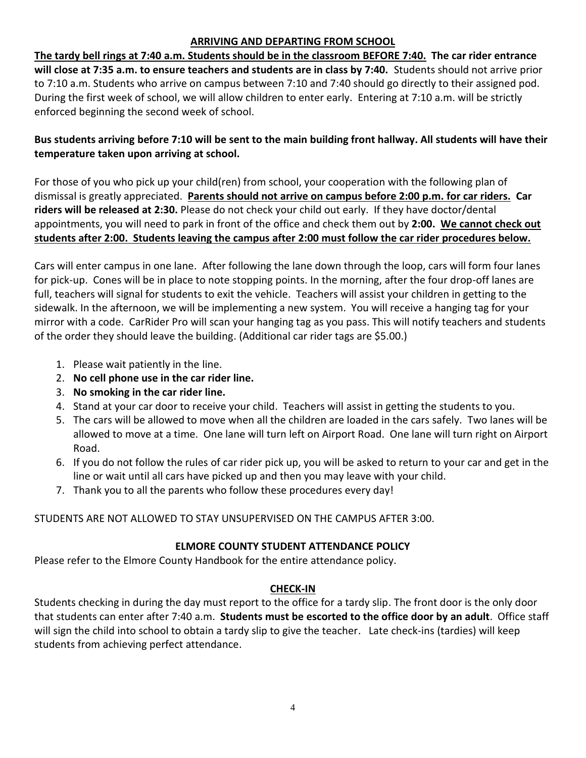## ARRIVING AND DEPARTING FROM SCHOOL

**The tardy bell rings at 7:40 a.m. Students should be in the classroom BEFORE 7:40. The car rider entrance will close at 7:35 a.m. to ensure teachers and students are in class by 7:40.** Students should not arrive prior to 7:10 a.m. Students who arrive on campus between 7:10 and 7:40 should go directly to their assigned pod. During the first week of school, we will allow children to enter early. Entering at 7:10 a.m. will be strictly enforced beginning the second week of school.

**Bus students arriving before 7:10 will be sent to the main building front hallway. All students will have their temperature taken upon arriving at school.**

For those of you who pick up your child(ren) from school, your cooperation with the following plan of dismissal is greatly appreciated. **Parents should not arrive on campus before 2:00 p.m. for car riders. Car riders will be released at 2:30.** Please do not check your child out early. If they have doctor/dental appointments, you will need to park in front of the office and check them out by **2:00. We cannot check out students after 2:00. Students leaving the campus after 2:00 must follow the car rider procedures below.**

Cars will enter campus in one lane. After following the lane down through the loop, cars will form four lanes for pick-up. Cones will be in place to note stopping points. In the morning, after the four drop-off lanes are full, teachers will signal for students to exit the vehicle. Teachers will assist your children in getting to the sidewalk. In the afternoon, we will be implementing a new system. You will receive a hanging tag for your mirror with a code. CarRider Pro will scan your hanging tag as you pass. This will notify teachers and students of the order they should leave the building. (Additional car rider tags are $5.00.)

1. Please wait patiently in the line.
2. **No cell phone use in the car rider line.**
3. **No smoking in the car rider line.**
4. Stand at your car door to receive your child. Teachers will assist in getting the students to you.
5. The cars will be allowed to move when all the children are loaded in the cars safely. Two lanes will be allowed to move at a time. One lane will turn left on Airport Road. One lane will turn right on Airport Road.
6. If you do not follow the rules of car rider pick up, you will be asked to return to your car and get in the line or wait until all cars have picked up and then you may leave with your child.
7. Thank you to all the parents who follow these procedures every day!

STUDENTS ARE NOT ALLOWED TO STAY UNSUPERVISED ON THE CAMPUS AFTER 3:00.

## ELMORE COUNTY STUDENT ATTENDANCE POLICY

Please refer to the Elmore County Handbook for the entire attendance policy.

## CHECK-IN

Students checking in during the day must report to the office for a tardy slip. The front door is the only door that students can enter after 7:40 a.m. **Students must be escorted to the office door by an adult**. Office staff will sign the child into school to obtain a tardy slip to give the teacher. Late check-ins (tardies) will keep students from achieving perfect attendance.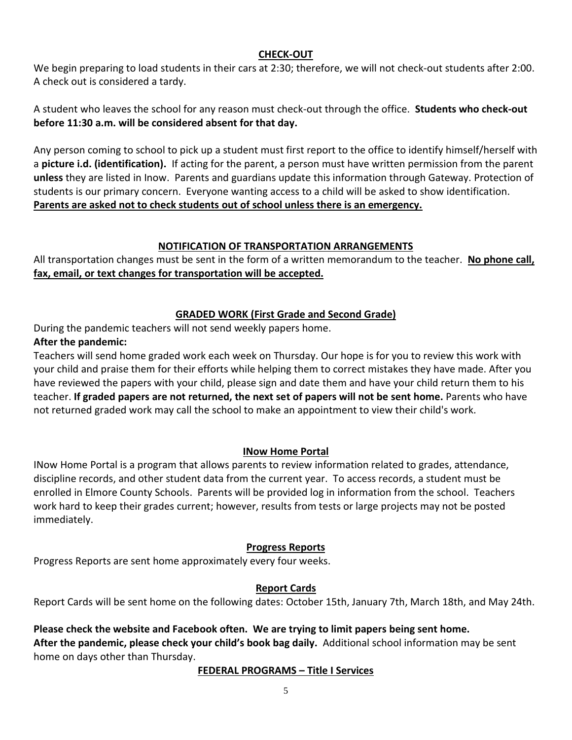## CHECK-OUT

We begin preparing to load students in their cars at 2:30; therefore, we will not check-out students after 2:00. A check out is considered a tardy.

A student who leaves the school for any reason must check-out through the office. **Students who check-out before 11:30 a.m. will be considered absent for that day.**

Any person coming to school to pick up a student must first report to the office to identify himself/herself with a **picture i.d. (identification).** If acting for the parent, a person must have written permission from the parent **unless** they are listed in Inow. Parents and guardians update this information through Gateway. Protection of students is our primary concern. Everyone wanting access to a child will be asked to show identification. **Parents are asked not to check students out of school unless there is an emergency.**

## NOTIFICATION OF TRANSPORTATION ARRANGEMENTS

All transportation changes must be sent in the form of a written memorandum to the teacher. **No phone call, fax, email, or text changes for transportation will be accepted.**

## GRADED WORK (First Grade and Second Grade)

During the pandemic teachers will not send weekly papers home.

**After the pandemic:**

Teachers will send home graded work each week on Thursday. Our hope is for you to review this work with your child and praise them for their efforts while helping them to correct mistakes they have made. After you have reviewed the papers with your child, please sign and date them and have your child return them to his teacher. **If graded papers are not returned, the next set of papers will not be sent home.** Parents who have not returned graded work may call the school to make an appointment to view their child's work.

## INow Home Portal

INow Home Portal is a program that allows parents to review information related to grades, attendance, discipline records, and other student data from the current year. To access records, a student must be enrolled in Elmore County Schools. Parents will be provided log in information from the school. Teachers work hard to keep their grades current; however, results from tests or large projects may not be posted immediately.

## Progress Reports

Progress Reports are sent home approximately every four weeks.

## Report Cards

Report Cards will be sent home on the following dates: October 15th, January 7th, March 18th, and May 24th.

**Please check the website and Facebook often. We are trying to limit papers being sent home.**
**After the pandemic, please check your child's book bag daily.** Additional school information may be sent home on days other than Thursday.

## FEDERAL PROGRAMS – Title I Services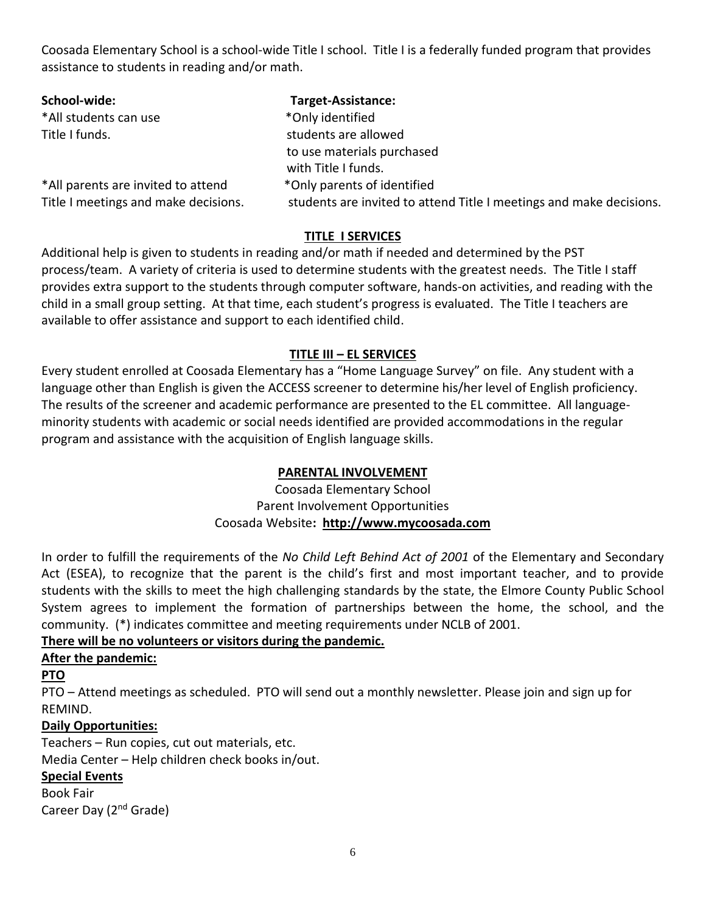Coosada Elementary School is a school-wide Title I school. Title I is a federally funded program that provides assistance to students in reading and/or math.

| **School-wide:** | **Target-Assistance:** |
|---|---|
| *All students can use Title I funds. | *Only identified students are allowed to use materials purchased with Title I funds. |
| *All parents are invited to attend Title I meetings and make decisions. | *Only parents of identified students are invited to attend Title I meetings and make decisions. |

## TITLE I SERVICES

Additional help is given to students in reading and/or math if needed and determined by the PST process/team. A variety of criteria is used to determine students with the greatest needs. The Title I staff provides extra support to the students through computer software, hands-on activities, and reading with the child in a small group setting. At that time, each student's progress is evaluated. The Title I teachers are available to offer assistance and support to each identified child.

## TITLE III – EL SERVICES

Every student enrolled at Coosada Elementary has a "Home Language Survey" on file. Any student with a language other than English is given the ACCESS screener to determine his/her level of English proficiency. The results of the screener and academic performance are presented to the EL committee. All language-minority students with academic or social needs identified are provided accommodations in the regular program and assistance with the acquisition of English language skills.

## PARENTAL INVOLVEMENT

Coosada Elementary School
Parent Involvement Opportunities
Coosada Website**: http://www.mycoosada.com**

In order to fulfill the requirements of the *No Child Left Behind Act of 2001* of the Elementary and Secondary Act (ESEA), to recognize that the parent is the child's first and most important teacher, and to provide students with the skills to meet the high challenging standards by the state, the Elmore County Public School System agrees to implement the formation of partnerships between the home, the school, and the community. (*) indicates committee and meeting requirements under NCLB of 2001.

**There will be no volunteers or visitors during the pandemic.**

**After the pandemic:**

**PTO**

PTO – Attend meetings as scheduled. PTO will send out a monthly newsletter. Please join and sign up for REMIND.

**Daily Opportunities:**

Teachers – Run copies, cut out materials, etc.
Media Center – Help children check books in/out.

**Special Events**

Book Fair
Career Day (2nd Grade)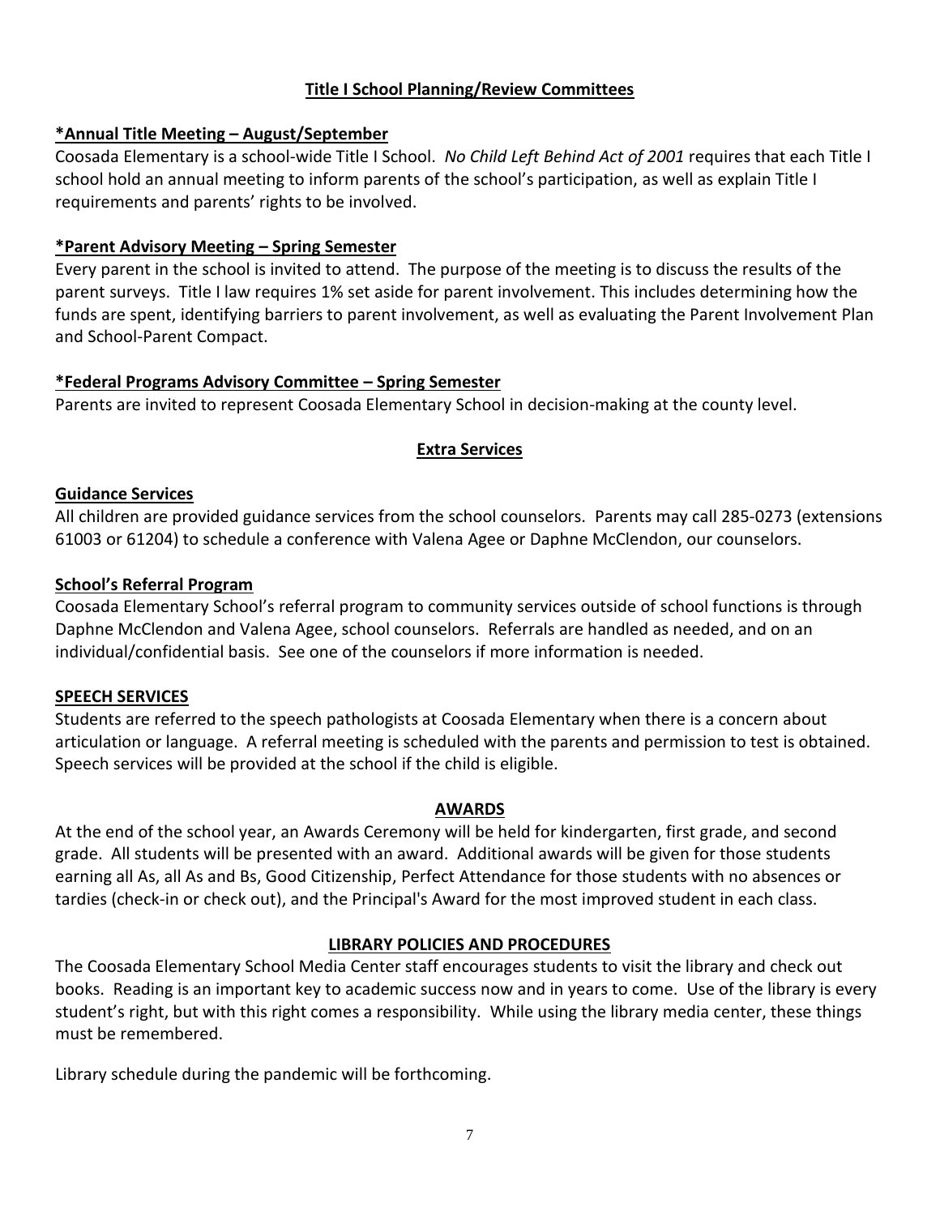## Title I School Planning/Review Committees

### *Annual Title Meeting – August/September

Coosada Elementary is a school-wide Title I School. *No Child Left Behind Act of 2001* requires that each Title I school hold an annual meeting to inform parents of the school's participation, as well as explain Title I requirements and parents' rights to be involved.

### *Parent Advisory Meeting – Spring Semester

Every parent in the school is invited to attend. The purpose of the meeting is to discuss the results of the parent surveys. Title I law requires 1% set aside for parent involvement. This includes determining how the funds are spent, identifying barriers to parent involvement, as well as evaluating the Parent Involvement Plan and School-Parent Compact.

### *Federal Programs Advisory Committee – Spring Semester

Parents are invited to represent Coosada Elementary School in decision-making at the county level.

## Extra Services

### Guidance Services

All children are provided guidance services from the school counselors. Parents may call 285-0273 (extensions 61003 or 61204) to schedule a conference with Valena Agee or Daphne McClendon, our counselors.

### School's Referral Program

Coosada Elementary School's referral program to community services outside of school functions is through Daphne McClendon and Valena Agee, school counselors. Referrals are handled as needed, and on an individual/confidential basis. See one of the counselors if more information is needed.

### SPEECH SERVICES

Students are referred to the speech pathologists at Coosada Elementary when there is a concern about articulation or language. A referral meeting is scheduled with the parents and permission to test is obtained. Speech services will be provided at the school if the child is eligible.

## AWARDS

At the end of the school year, an Awards Ceremony will be held for kindergarten, first grade, and second grade. All students will be presented with an award. Additional awards will be given for those students earning all As, all As and Bs, Good Citizenship, Perfect Attendance for those students with no absences or tardies (check-in or check out), and the Principal's Award for the most improved student in each class.

## LIBRARY POLICIES AND PROCEDURES

The Coosada Elementary School Media Center staff encourages students to visit the library and check out books. Reading is an important key to academic success now and in years to come. Use of the library is every student's right, but with this right comes a responsibility. While using the library media center, these things must be remembered.

Library schedule during the pandemic will be forthcoming.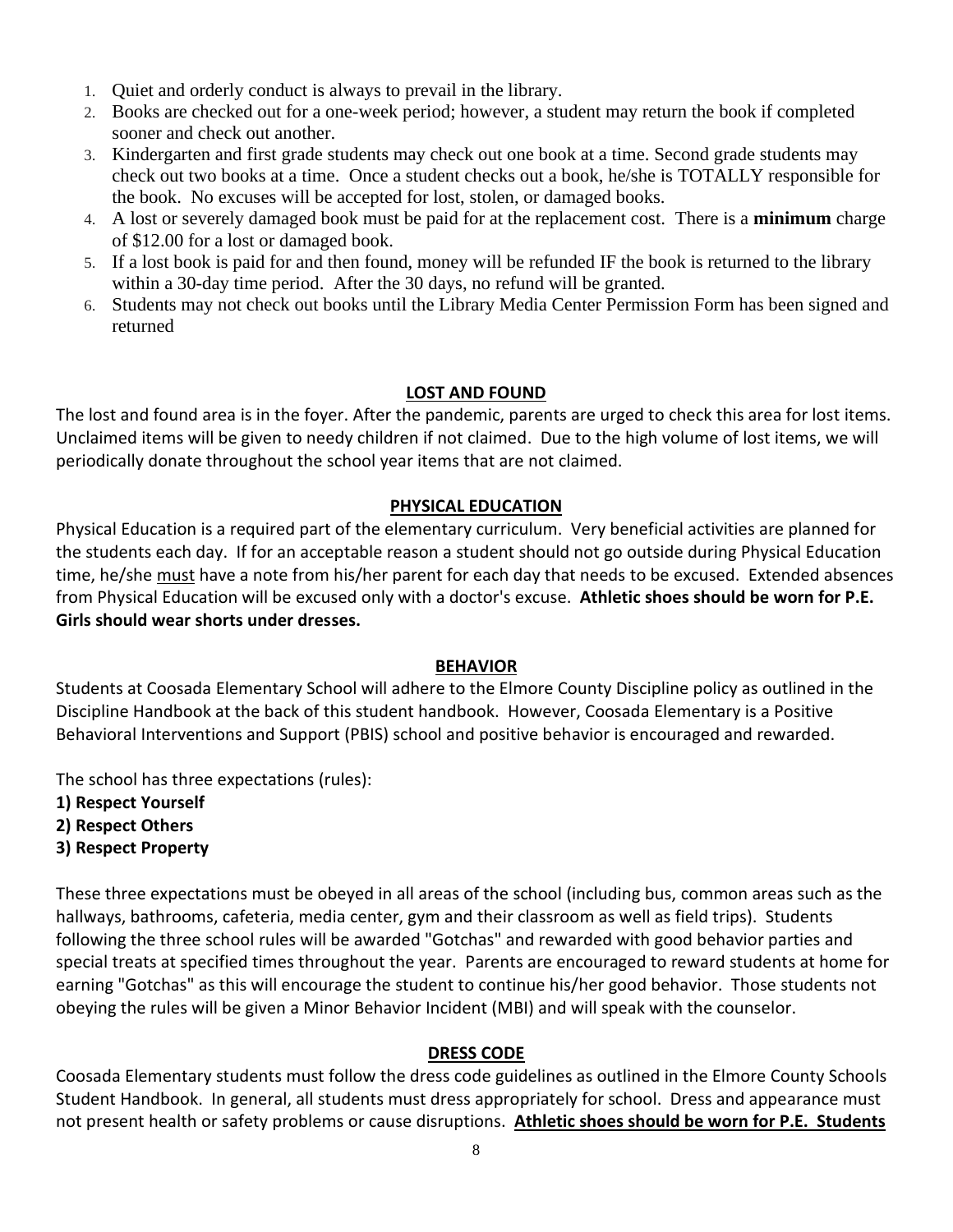1. Quiet and orderly conduct is always to prevail in the library.
2. Books are checked out for a one-week period; however, a student may return the book if completed sooner and check out another.
3. Kindergarten and first grade students may check out one book at a time. Second grade students may check out two books at a time. Once a student checks out a book, he/she is TOTALLY responsible for the book. No excuses will be accepted for lost, stolen, or damaged books.
4. A lost or severely damaged book must be paid for at the replacement cost. There is a **minimum** charge of $12.00 for a lost or damaged book.
5. If a lost book is paid for and then found, money will be refunded IF the book is returned to the library within a 30-day time period. After the 30 days, no refund will be granted.
6. Students may not check out books until the Library Media Center Permission Form has been signed and returned

## LOST AND FOUND

The lost and found area is in the foyer. After the pandemic, parents are urged to check this area for lost items. Unclaimed items will be given to needy children if not claimed. Due to the high volume of lost items, we will periodically donate throughout the school year items that are not claimed.

## PHYSICAL EDUCATION

Physical Education is a required part of the elementary curriculum. Very beneficial activities are planned for the students each day. If for an acceptable reason a student should not go outside during Physical Education time, he/she must have a note from his/her parent for each day that needs to be excused. Extended absences from Physical Education will be excused only with a doctor's excuse. **Athletic shoes should be worn for P.E. Girls should wear shorts under dresses.**

## BEHAVIOR

Students at Coosada Elementary School will adhere to the Elmore County Discipline policy as outlined in the Discipline Handbook at the back of this student handbook. However, Coosada Elementary is a Positive Behavioral Interventions and Support (PBIS) school and positive behavior is encouraged and rewarded.

The school has three expectations (rules):

**1) Respect Yourself**
**2) Respect Others**
**3) Respect Property**

These three expectations must be obeyed in all areas of the school (including bus, common areas such as the hallways, bathrooms, cafeteria, media center, gym and their classroom as well as field trips). Students following the three school rules will be awarded "Gotchas" and rewarded with good behavior parties and special treats at specified times throughout the year. Parents are encouraged to reward students at home for earning "Gotchas" as this will encourage the student to continue his/her good behavior. Those students not obeying the rules will be given a Minor Behavior Incident (MBI) and will speak with the counselor.

## DRESS CODE

Coosada Elementary students must follow the dress code guidelines as outlined in the Elmore County Schools Student Handbook. In general, all students must dress appropriately for school. Dress and appearance must not present health or safety problems or cause disruptions. **Athletic shoes should be worn for P.E. Students**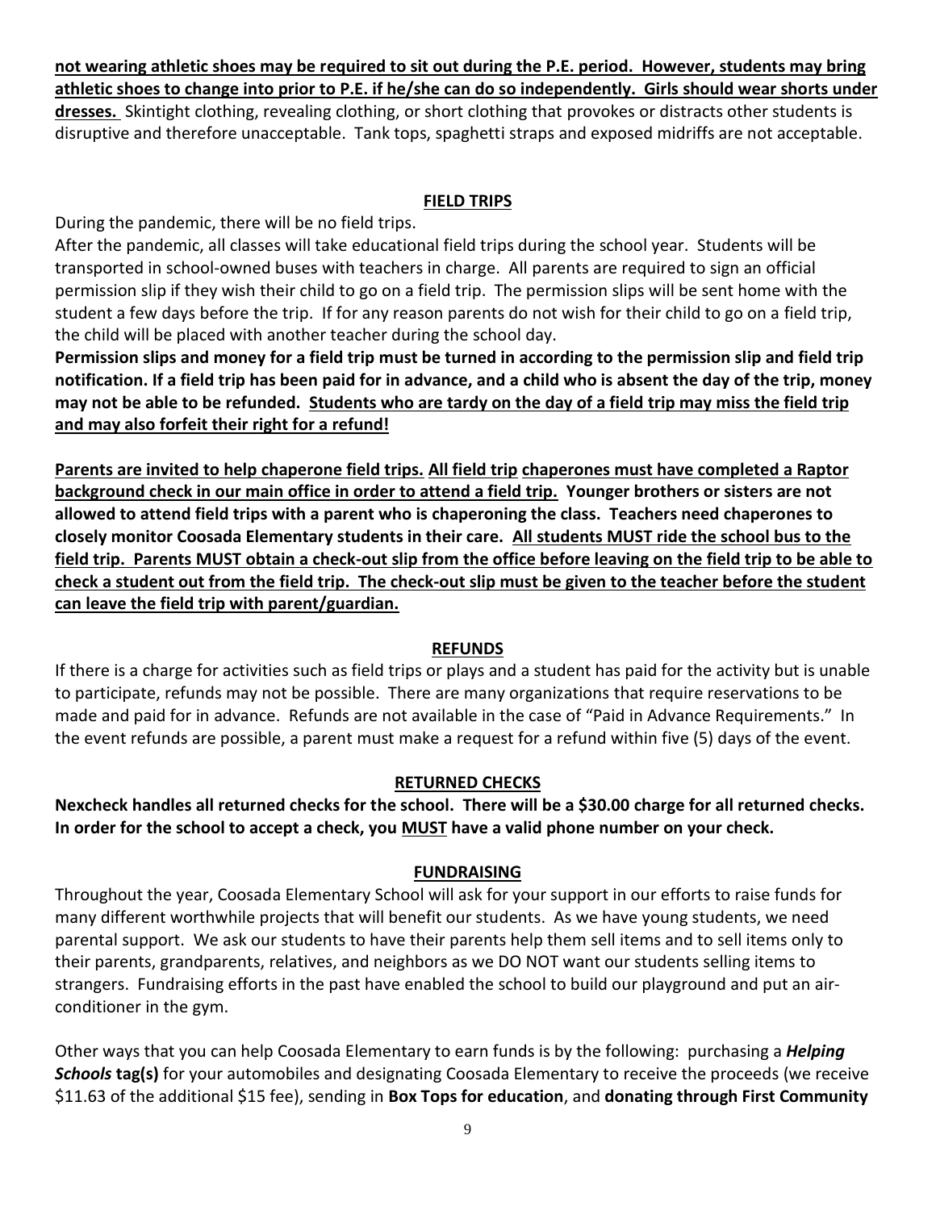**not wearing athletic shoes may be required to sit out during the P.E. period. However, students may bring athletic shoes to change into prior to P.E. if he/she can do so independently. Girls should wear shorts under dresses.** Skintight clothing, revealing clothing, or short clothing that provokes or distracts other students is disruptive and therefore unacceptable. Tank tops, spaghetti straps and exposed midriffs are not acceptable.

## FIELD TRIPS

During the pandemic, there will be no field trips.

After the pandemic, all classes will take educational field trips during the school year. Students will be transported in school-owned buses with teachers in charge. All parents are required to sign an official permission slip if they wish their child to go on a field trip. The permission slips will be sent home with the student a few days before the trip. If for any reason parents do not wish for their child to go on a field trip, the child will be placed with another teacher during the school day.

**Permission slips and money for a field trip must be turned in according to the permission slip and field trip notification. If a field trip has been paid for in advance, and a child who is absent the day of the trip, money may not be able to be refunded. Students who are tardy on the day of a field trip may miss the field trip and may also forfeit their right for a refund!**

**Parents are invited to help chaperone field trips. All field trip chaperones must have completed a Raptor background check in our main office in order to attend a field trip. Younger brothers or sisters are not allowed to attend field trips with a parent who is chaperoning the class. Teachers need chaperones to closely monitor Coosada Elementary students in their care. All students MUST ride the school bus to the field trip. Parents MUST obtain a check-out slip from the office before leaving on the field trip to be able to check a student out from the field trip. The check-out slip must be given to the teacher before the student can leave the field trip with parent/guardian.**

## REFUNDS

If there is a charge for activities such as field trips or plays and a student has paid for the activity but is unable to participate, refunds may not be possible. There are many organizations that require reservations to be made and paid for in advance. Refunds are not available in the case of "Paid in Advance Requirements." In the event refunds are possible, a parent must make a request for a refund within five (5) days of the event.

## RETURNED CHECKS

**Nexcheck handles all returned checks for the school. There will be a $30.00 charge for all returned checks. In order for the school to accept a check, you MUST have a valid phone number on your check.**

## FUNDRAISING

Throughout the year, Coosada Elementary School will ask for your support in our efforts to raise funds for many different worthwhile projects that will benefit our students. As we have young students, we need parental support. We ask our students to have their parents help them sell items and to sell items only to their parents, grandparents, relatives, and neighbors as we DO NOT want our students selling items to strangers. Fundraising efforts in the past have enabled the school to build our playground and put an air-conditioner in the gym.

Other ways that you can help Coosada Elementary to earn funds is by the following: purchasing a ***Helping Schools*** **tag(s)** for your automobiles and designating Coosada Elementary to receive the proceeds (we receive $11.63 of the additional $15 fee), sending in **Box Tops for education**, and **donating through First Community**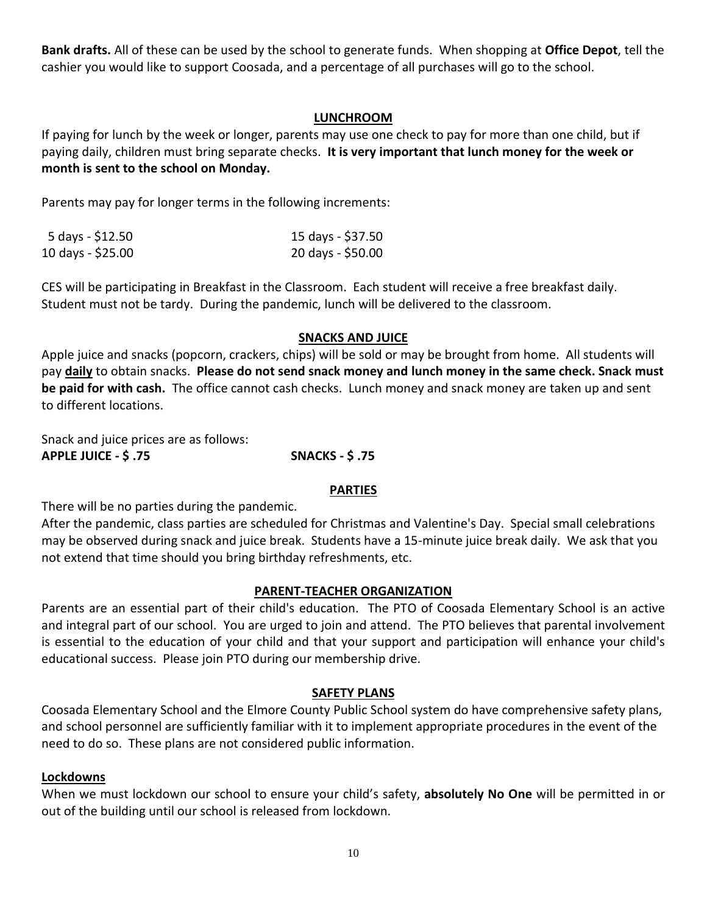**Bank drafts.** All of these can be used by the school to generate funds. When shopping at **Office Depot**, tell the cashier you would like to support Coosada, and a percentage of all purchases will go to the school.

## LUNCHROOM

If paying for lunch by the week or longer, parents may use one check to pay for more than one child, but if paying daily, children must bring separate checks. **It is very important that lunch money for the week or month is sent to the school on Monday.**

Parents may pay for longer terms in the following increments:

| | |
|---|---|
| 5 days - $12.50 | 15 days - $37.50 |
| 10 days - $25.00 | 20 days - $50.00 |

CES will be participating in Breakfast in the Classroom. Each student will receive a free breakfast daily. Student must not be tardy. During the pandemic, lunch will be delivered to the classroom.

## SNACKS AND JUICE

Apple juice and snacks (popcorn, crackers, chips) will be sold or may be brought from home. All students will pay **daily** to obtain snacks. **Please do not send snack money and lunch money in the same check. Snack must be paid for with cash.** The office cannot cash checks. Lunch money and snack money are taken up and sent to different locations.

Snack and juice prices are as follows:

**APPLE JUICE - $ .75** **SNACKS - $ .75**

## PARTIES

There will be no parties during the pandemic.

After the pandemic, class parties are scheduled for Christmas and Valentine's Day. Special small celebrations may be observed during snack and juice break. Students have a 15-minute juice break daily. We ask that you not extend that time should you bring birthday refreshments, etc.

## PARENT-TEACHER ORGANIZATION

Parents are an essential part of their child's education. The PTO of Coosada Elementary School is an active and integral part of our school. You are urged to join and attend. The PTO believes that parental involvement is essential to the education of your child and that your support and participation will enhance your child's educational success. Please join PTO during our membership drive.

## SAFETY PLANS

Coosada Elementary School and the Elmore County Public School system do have comprehensive safety plans, and school personnel are sufficiently familiar with it to implement appropriate procedures in the event of the need to do so. These plans are not considered public information.

### Lockdowns

When we must lockdown our school to ensure your child's safety, **absolutely No One** will be permitted in or out of the building until our school is released from lockdown.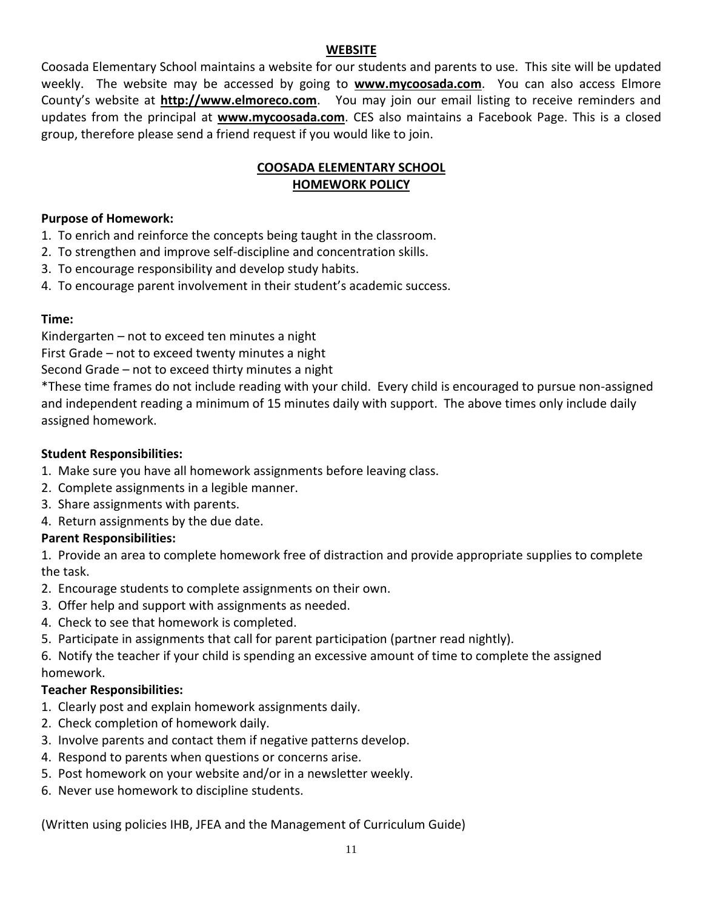## WEBSITE

Coosada Elementary School maintains a website for our students and parents to use. This site will be updated weekly. The website may be accessed by going to **www.mycoosada.com**. You can also access Elmore County's website at **http://www.elmoreco.com**. You may join our email listing to receive reminders and updates from the principal at **www.mycoosada.com**. CES also maintains a Facebook Page. This is a closed group, therefore please send a friend request if you would like to join.

## COOSADA ELEMENTARY SCHOOL
## HOMEWORK POLICY

**Purpose of Homework:**

1. To enrich and reinforce the concepts being taught in the classroom.
2. To strengthen and improve self-discipline and concentration skills.
3. To encourage responsibility and develop study habits.
4. To encourage parent involvement in their student's academic success.

**Time:**

Kindergarten – not to exceed ten minutes a night
First Grade – not to exceed twenty minutes a night
Second Grade – not to exceed thirty minutes a night
*These time frames do not include reading with your child. Every child is encouraged to pursue non-assigned and independent reading a minimum of 15 minutes daily with support. The above times only include daily assigned homework.

**Student Responsibilities:**

1. Make sure you have all homework assignments before leaving class.
2. Complete assignments in a legible manner.
3. Share assignments with parents.
4. Return assignments by the due date.

**Parent Responsibilities:**

1. Provide an area to complete homework free of distraction and provide appropriate supplies to complete the task.
2. Encourage students to complete assignments on their own.
3. Offer help and support with assignments as needed.
4. Check to see that homework is completed.
5. Participate in assignments that call for parent participation (partner read nightly).
6. Notify the teacher if your child is spending an excessive amount of time to complete the assigned homework.

**Teacher Responsibilities:**

1. Clearly post and explain homework assignments daily.
2. Check completion of homework daily.
3. Involve parents and contact them if negative patterns develop.
4. Respond to parents when questions or concerns arise.
5. Post homework on your website and/or in a newsletter weekly.
6. Never use homework to discipline students.

(Written using policies IHB, JFEA and the Management of Curriculum Guide)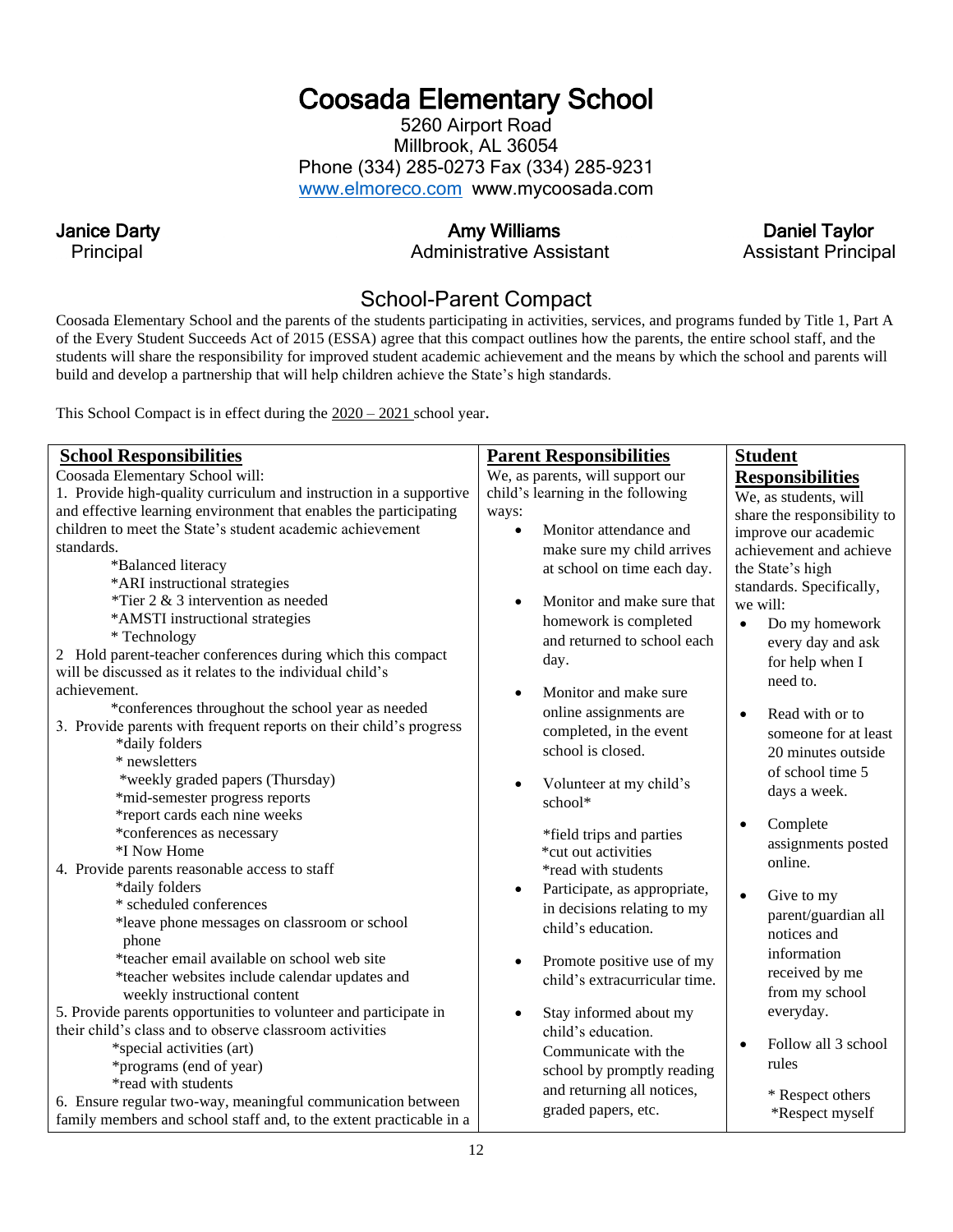# Coosada Elementary School

5260 Airport Road
Millbrook, AL 36054
Phone (334) 285-0273 Fax (334) 285-9231
www.elmoreco.com www.mycoosada.com

**Janice Darty**
Principal

**Amy Williams**
Administrative Assistant

**Daniel Taylor**
Assistant Principal

## School-Parent Compact

Coosada Elementary School and the parents of the students participating in activities, services, and programs funded by Title 1, Part A of the Every Student Succeeds Act of 2015 (ESSA) agree that this compact outlines how the parents, the entire school staff, and the students will share the responsibility for improved student academic achievement and the means by which the school and parents will build and develop a partnership that will help children achieve the State's high standards.

This School Compact is in effect during the 2020 – 2021 school year.

### School Responsibilities

Coosada Elementary School will:

1. Provide high-quality curriculum and instruction in a supportive and effective learning environment that enables the participating children to meet the State's student academic achievement standards.
   - *Balanced literacy
   - *ARI instructional strategies
   - *Tier 2 & 3 intervention as needed
   - *AMSTI instructional strategies
   - * Technology
2. Hold parent-teacher conferences during which this compact will be discussed as it relates to the individual child's achievement.
   - *conferences throughout the school year as needed
3. Provide parents with frequent reports on their child's progress
   - *daily folders
   - * newsletters
   - *weekly graded papers (Thursday)
   - *mid-semester progress reports
   - *report cards each nine weeks
   - *conferences as necessary
   - *I Now Home
4. Provide parents reasonable access to staff
   - *daily folders
   - * scheduled conferences
   - *leave phone messages on classroom or school phone
   - *teacher email available on school web site
   - *teacher websites include calendar updates and weekly instructional content
5. Provide parents opportunities to volunteer and participate in their child's class and to observe classroom activities
   - *special activities (art)
   - *programs (end of year)
   - *read with students
6. Ensure regular two-way, meaningful communication between family members and school staff and, to the extent practicable in a

### Parent Responsibilities

We, as parents, will support our child's learning in the following ways:

- Monitor attendance and make sure my child arrives at school on time each day.
- Monitor and make sure that homework is completed and returned to school each day.
- Monitor and make sure online assignments are completed, in the event school is closed.
- Volunteer at my child's school*
  - *field trips and parties
  - *cut out activities
  - *read with students
- Participate, as appropriate, in decisions relating to my child's education.
- Promote positive use of my child's extracurricular time.
- Stay informed about my child's education. Communicate with the school by promptly reading and returning all notices, graded papers, etc.

### Student Responsibilities

We, as students, will share the responsibility to improve our academic achievement and achieve the State's high standards. Specifically, we will:

- Do my homework every day and ask for help when I need to.
- Read with or to someone for at least 20 minutes outside of school time 5 days a week.
- Complete assignments posted online.
- Give to my parent/guardian all notices and information received by me from my school everyday.
- Follow all 3 school rules
  - * Respect others
  - *Respect myself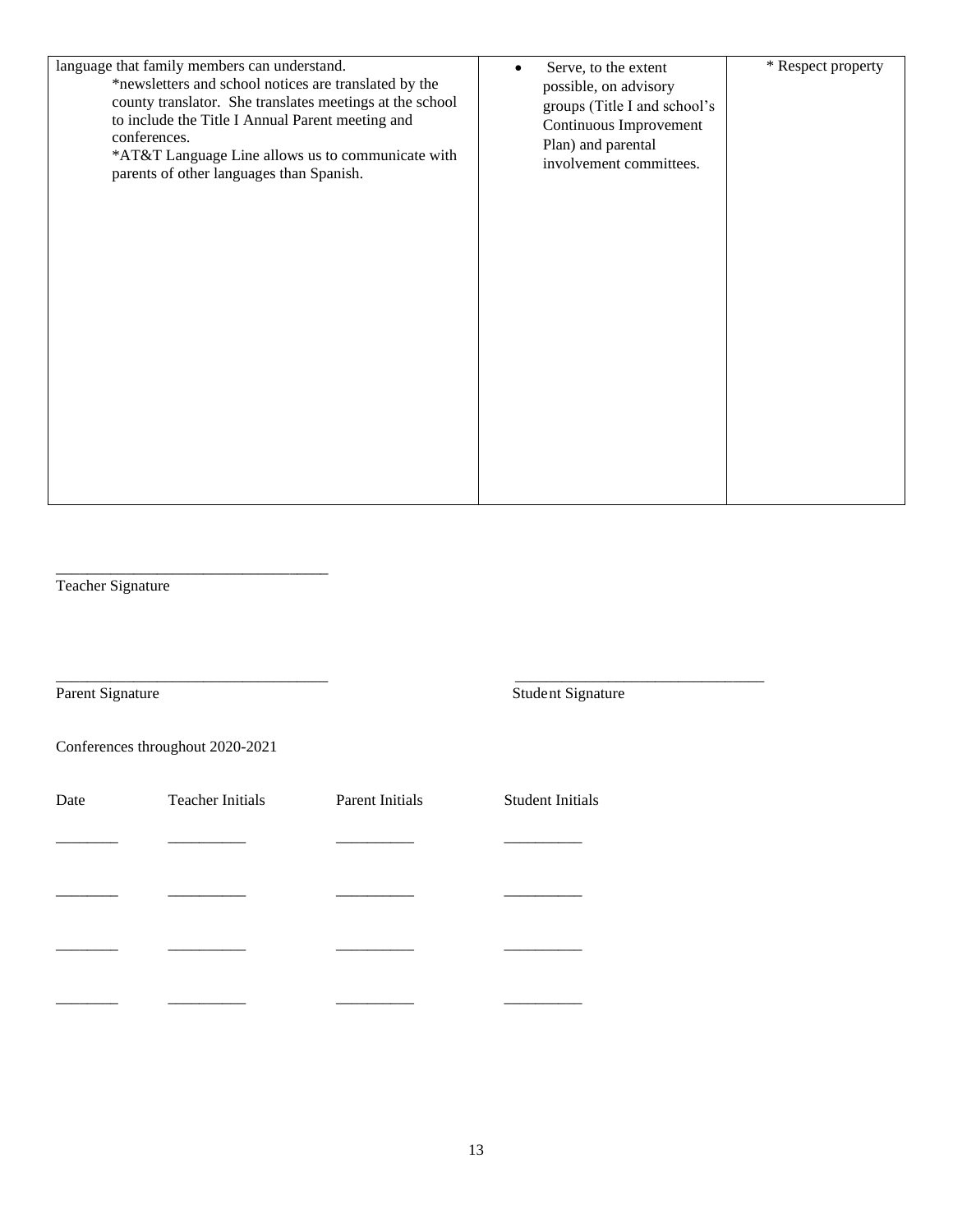| | | |
|---|---|---|
| language that family members can understand.<br>*newsletters and school notices are translated by the county translator. She translates meetings at the school to include the Title I Annual Parent meeting and conferences.<br>*AT&T Language Line allows us to communicate with parents of other languages than Spanish. | • Serve, to the extent possible, on advisory groups (Title I and school's Continuous Improvement Plan) and parental involvement committees. | * Respect property |

\_\_\_\_\_\_\_\_\_\_\_\_\_\_\_\_\_\_\_\_\_\_\_\_\_\_\_\_\_\_\_\_\_\_
Teacher Signature

\_\_\_\_\_\_\_\_\_\_\_\_\_\_\_\_\_\_\_\_\_\_\_\_\_\_\_\_\_\_\_\_\_\_ \_\_\_\_\_\_\_\_\_\_\_\_\_\_\_\_\_\_\_\_\_\_\_\_\_\_\_\_\_\_\_\_
Parent Signature Student Signature

Conferences throughout 2020-2021

| Date | Teacher Initials | Parent Initials | Student Initials |
|---|---|---|---|
| \_\_\_\_\_\_\_\_ | \_\_\_\_\_\_\_\_\_\_ | \_\_\_\_\_\_\_\_\_\_ | \_\_\_\_\_\_\_\_\_\_ |
| \_\_\_\_\_\_\_\_ | \_\_\_\_\_\_\_\_\_\_ | \_\_\_\_\_\_\_\_\_\_ | \_\_\_\_\_\_\_\_\_\_ |
| \_\_\_\_\_\_\_\_ | \_\_\_\_\_\_\_\_\_\_ | \_\_\_\_\_\_\_\_\_\_ | \_\_\_\_\_\_\_\_\_\_ |
| \_\_\_\_\_\_\_\_ | \_\_\_\_\_\_\_\_\_\_ | \_\_\_\_\_\_\_\_\_\_ | \_\_\_\_\_\_\_\_\_\_ |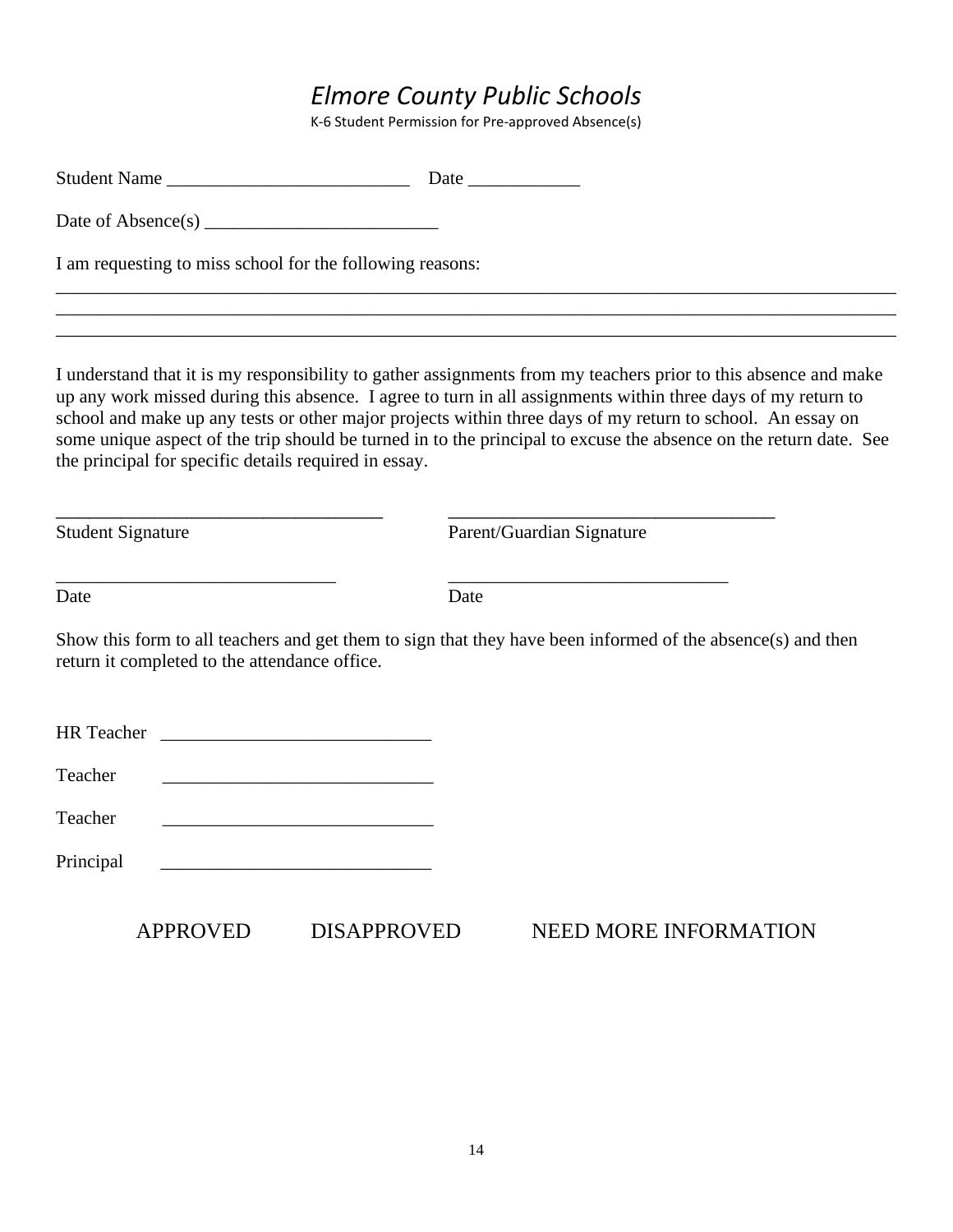# *Elmore County Public Schools*

K-6 Student Permission for Pre-approved Absence(s)

Student Name __________________________ Date ____________

Date of Absence(s) _________________________

I am requesting to miss school for the following reasons:

_______________________________________________________________________________________________
_______________________________________________________________________________________________
_______________________________________________________________________________________________

I understand that it is my responsibility to gather assignments from my teachers prior to this absence and make up any work missed during this absence. I agree to turn in all assignments within three days of my return to school and make up any tests or other major projects within three days of my return to school. An essay on some unique aspect of the trip should be turned in to the principal to excuse the absence on the return date. See the principal for specific details required in essay.

___________________________________ ___________________________________

Student Signature Parent/Guardian Signature

______________________________ ______________________________

Date Date

Show this form to all teachers and get them to sign that they have been informed of the absence(s) and then return it completed to the attendance office.

HR Teacher _____________________________

Teacher _____________________________

Teacher _____________________________

Principal _____________________________

APPROVED DISAPPROVED NEED MORE INFORMATION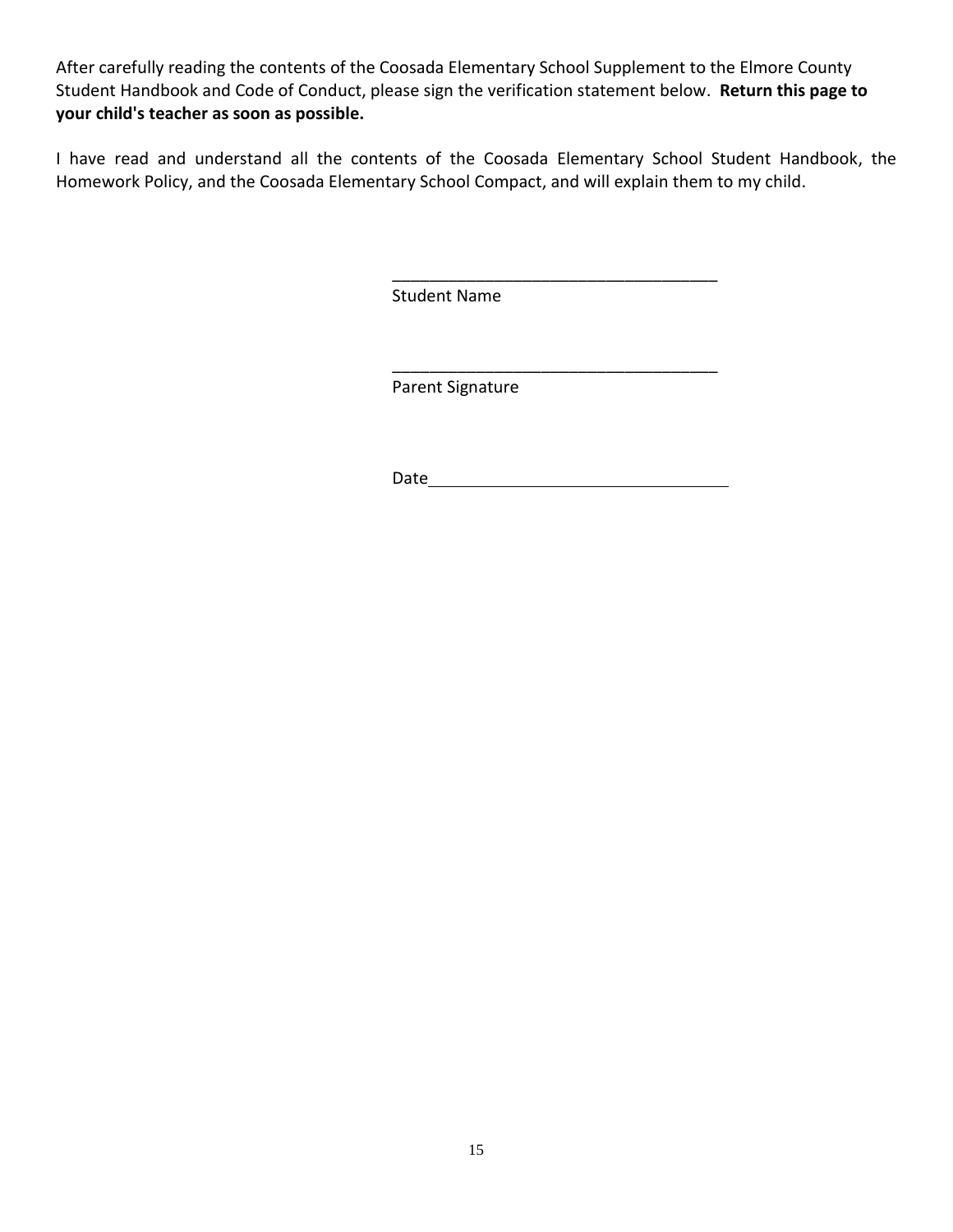After carefully reading the contents of the Coosada Elementary School Supplement to the Elmore County Student Handbook and Code of Conduct, please sign the verification statement below. **Return this page to your child's teacher as soon as possible.**

I have read and understand all the contents of the Coosada Elementary School Student Handbook, the Homework Policy, and the Coosada Elementary School Compact, and will explain them to my child.

____________________________________
Student Name

____________________________________
Parent Signature

Date________________________________